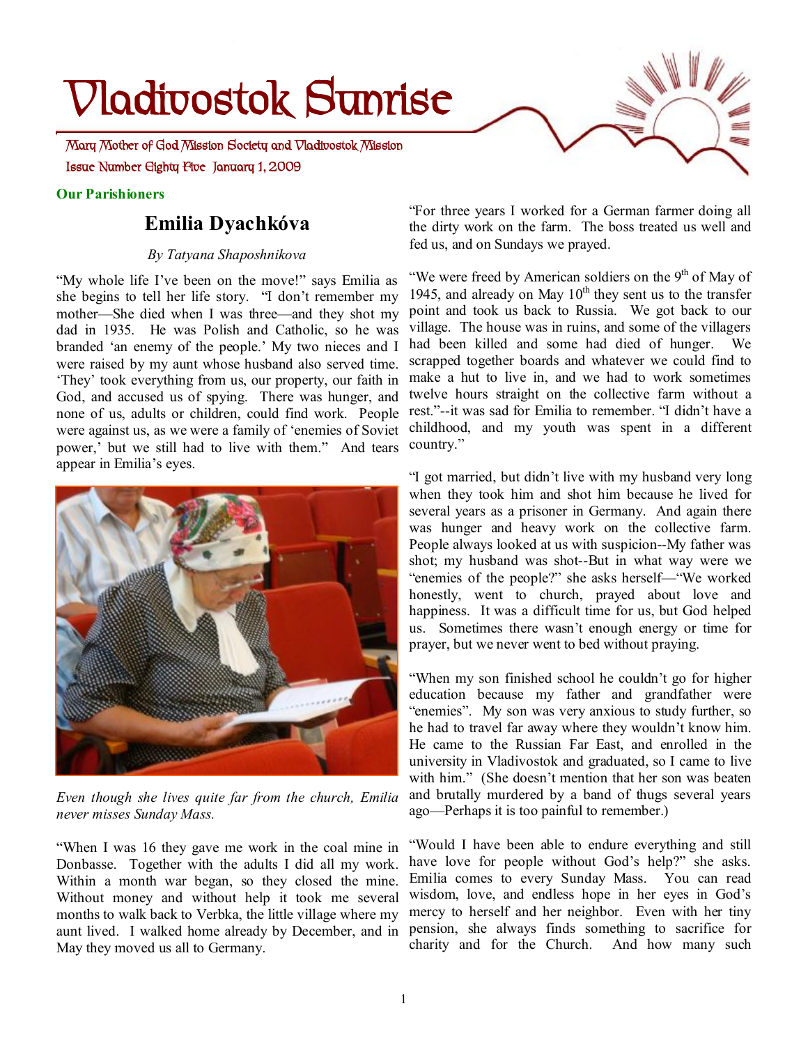# Vladivostok Sunrise

Mary Mother of God Mission Society and Vladivostok Mission

Issue Number Eighty Five January 1, 2009

**Our Parishioners**

## Emilia Dyachkóva

*By Tatyana Shaposhnikova*

"My whole life I've been on the move!" says Emilia as she begins to tell her life story. "I don't remember my mother—She died when I was three—and they shot my dad in 1935. He was Polish and Catholic, so he was branded 'an enemy of the people.' My two nieces and I were raised by my aunt whose husband also served time. 'They' took everything from us, our property, our faith in God, and accused us of spying. There was hunger, and none of us, adults or children, could find work. People were against us, as we were a family of 'enemies of Soviet power,' but we still had to live with them." And tears appear in Emilia's eyes.

*Even though she lives quite far from the church, Emilia never misses Sunday Mass.*

"When I was 16 they gave me work in the coal mine in Donbasse. Together with the adults I did all my work. Within a month war began, so they closed the mine. Without money and without help it took me several months to walk back to Verbka, the little village where my aunt lived. I walked home already by December, and in May they moved us all to Germany.

"For three years I worked for a German farmer doing all the dirty work on the farm. The boss treated us well and fed us, and on Sundays we prayed.

"We were freed by American soldiers on the 9th of May of 1945, and already on May 10th they sent us to the transfer point and took us back to Russia. We got back to our village. The house was in ruins, and some of the villagers had been killed and some had died of hunger. We scrapped together boards and whatever we could find to make a hut to live in, and we had to work sometimes twelve hours straight on the collective farm without a rest."--it was sad for Emilia to remember. "I didn't have a childhood, and my youth was spent in a different country."

"I got married, but didn't live with my husband very long when they took him and shot him because he lived for several years as a prisoner in Germany. And again there was hunger and heavy work on the collective farm. People always looked at us with suspicion--My father was shot; my husband was shot--But in what way were we "enemies of the people?" she asks herself—"We worked honestly, went to church, prayed about love and happiness. It was a difficult time for us, but God helped us. Sometimes there wasn't enough energy or time for prayer, but we never went to bed without praying.

"When my son finished school he couldn't go for higher education because my father and grandfather were "enemies". My son was very anxious to study further, so he had to travel far away where they wouldn't know him. He came to the Russian Far East, and enrolled in the university in Vladivostok and graduated, so I came to live with him." (She doesn't mention that her son was beaten and brutally murdered by a band of thugs several years ago—Perhaps it is too painful to remember.)

"Would I have been able to endure everything and still have love for people without God's help?" she asks. Emilia comes to every Sunday Mass. You can read wisdom, love, and endless hope in her eyes in God's mercy to herself and her neighbor. Even with her tiny pension, she always finds something to sacrifice for charity and for the Church. And how many such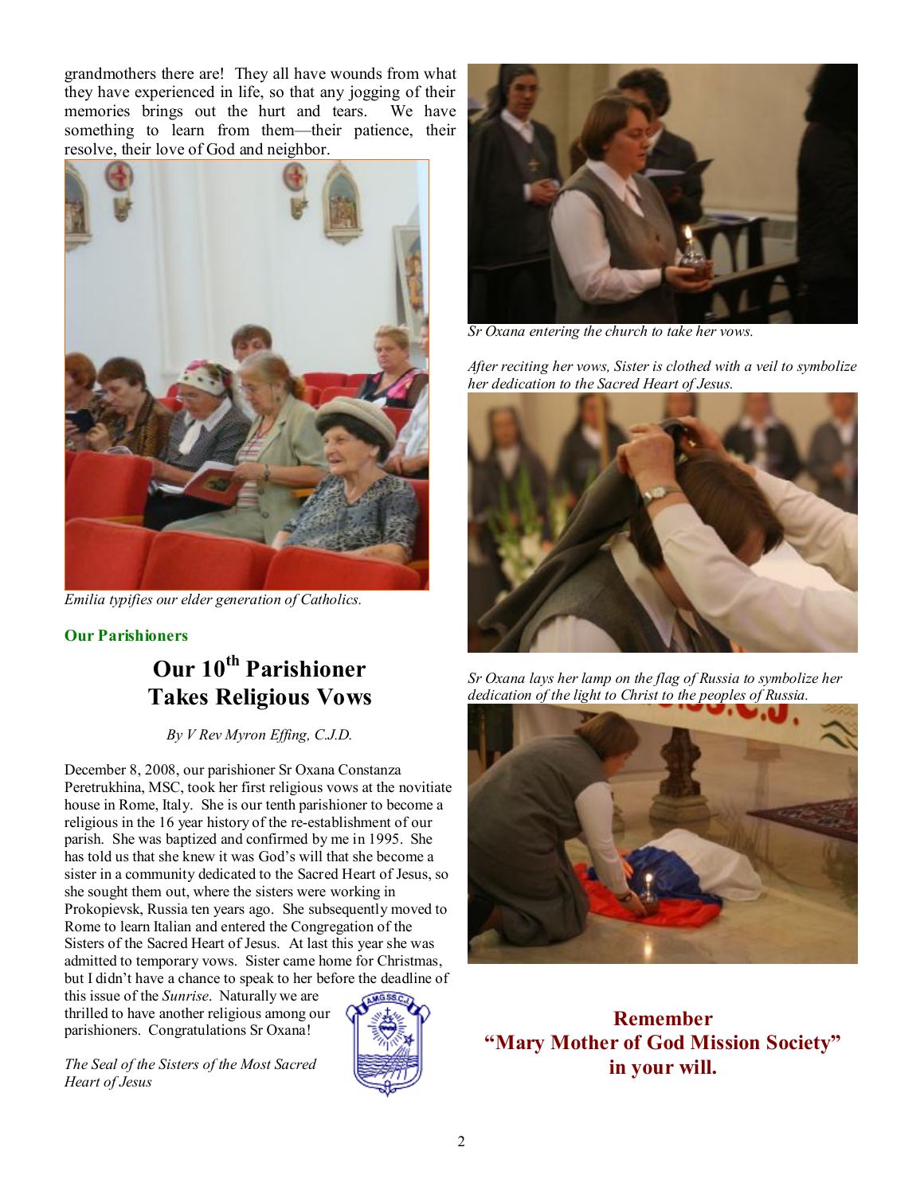grandmothers there are! They all have wounds from what they have experienced in life, so that any jogging of their memories brings out the hurt and tears. We have something to learn from them—their patience, their resolve, their love of God and neighbor.

*Emilia typifies our elder generation of Catholics.*

**Our Parishioners**

## Our 10th Parishioner Takes Religious Vows

*By V Rev Myron Effing, C.J.D.*

December 8, 2008, our parishioner Sr Oxana Constanza Peretrukhina, MSC, took her first religious vows at the novitiate house in Rome, Italy. She is our tenth parishioner to become a religious in the 16 year history of the re-establishment of our parish. She was baptized and confirmed by me in 1995. She has told us that she knew it was God's will that she become a sister in a community dedicated to the Sacred Heart of Jesus, so she sought them out, where the sisters were working in Prokopievsk, Russia ten years ago. She subsequently moved to Rome to learn Italian and entered the Congregation of the Sisters of the Sacred Heart of Jesus. At last this year she was admitted to temporary vows. Sister came home for Christmas, but I didn't have a chance to speak to her before the deadline of this issue of the *Sunrise*. Naturally we are thrilled to have another religious among our parishioners. Congratulations Sr Oxana!

*The Seal of the Sisters of the Most Sacred Heart of Jesus*

*Sr Oxana entering the church to take her vows.*

*After reciting her vows, Sister is clothed with a veil to symbolize her dedication to the Sacred Heart of Jesus.*

*Sr Oxana lays her lamp on the flag of Russia to symbolize her dedication of the light to Christ to the peoples of Russia.*

**Remember "Mary Mother of God Mission Society" in your will.**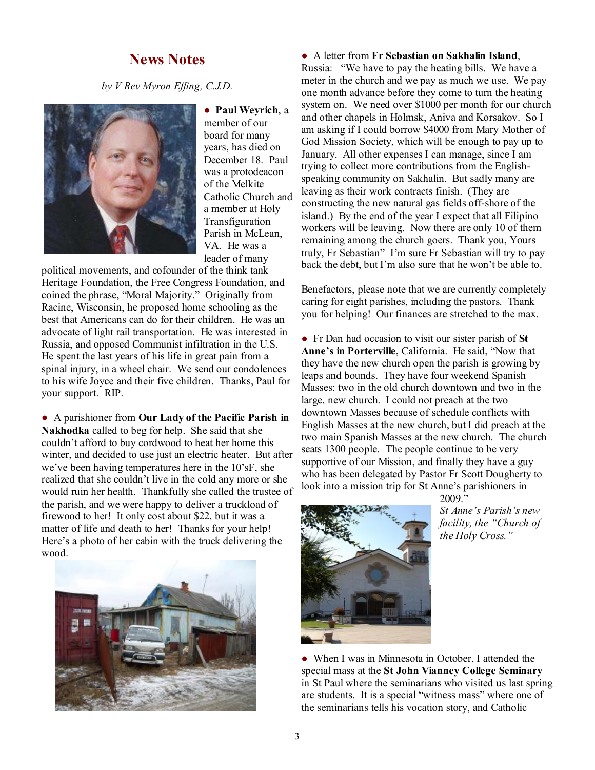## News Notes

*by V Rev Myron Effing, C.J.D.*

● **Paul Weyrich**, a member of our board for many years, has died on December 18. Paul was a protodeacon of the Melkite Catholic Church and a member at Holy Transfiguration Parish in McLean, VA. He was a leader of many political movements, and cofounder of the think tank Heritage Foundation, the Free Congress Foundation, and coined the phrase, "Moral Majority." Originally from Racine, Wisconsin, he proposed home schooling as the best that Americans can do for their children. He was an advocate of light rail transportation. He was interested in Russia, and opposed Communist infiltration in the U.S. He spent the last years of his life in great pain from a spinal injury, in a wheel chair. We send our condolences to his wife Joyce and their five children. Thanks, Paul for your support. RIP.

● A parishioner from **Our Lady of the Pacific Parish in Nakhodka** called to beg for help. She said that she couldn't afford to buy cordwood to heat her home this winter, and decided to use just an electric heater. But after we've been having temperatures here in the 10'sF, she realized that she couldn't live in the cold any more or she would ruin her health. Thankfully she called the trustee of the parish, and we were happy to deliver a truckload of firewood to her! It only cost about $22, but it was a matter of life and death to her! Thanks for your help! Here's a photo of her cabin with the truck delivering the wood.

● A letter from **Fr Sebastian on Sakhalin Island**, Russia: "We have to pay the heating bills. We have a meter in the church and we pay as much we use. We pay one month advance before they come to turn the heating system on. We need over $1000 per month for our church and other chapels in Holmsk, Aniva and Korsakov. So I am asking if I could borrow $4000 from Mary Mother of God Mission Society, which will be enough to pay up to January. All other expenses I can manage, since I am trying to collect more contributions from the English-speaking community on Sakhalin. But sadly many are leaving as their work contracts finish. (They are constructing the new natural gas fields off-shore of the island.) By the end of the year I expect that all Filipino workers will be leaving. Now there are only 10 of them remaining among the church goers. Thank you, Yours truly, Fr Sebastian" I'm sure Fr Sebastian will try to pay back the debt, but I'm also sure that he won't be able to.

Benefactors, please note that we are currently completely caring for eight parishes, including the pastors. Thank you for helping! Our finances are stretched to the max.

● Fr Dan had occasion to visit our sister parish of **St Anne's in Porterville**, California. He said, "Now that they have the new church open the parish is growing by leaps and bounds. They have four weekend Spanish Masses: two in the old church downtown and two in the large, new church. I could not preach at the two downtown Masses because of schedule conflicts with English Masses at the new church, but I did preach at the two main Spanish Masses at the new church. The church seats 1300 people. The people continue to be very supportive of our Mission, and finally they have a guy who has been delegated by Pastor Fr Scott Dougherty to look into a mission trip for St Anne's parishioners in 2009."

*St Anne's Parish's new facility, the "Church of the Holy Cross."*

● When I was in Minnesota in October, I attended the special mass at the **St John Vianney College Seminary** in St Paul where the seminarians who visited us last spring are students. It is a special "witness mass" where one of the seminarians tells his vocation story, and Catholic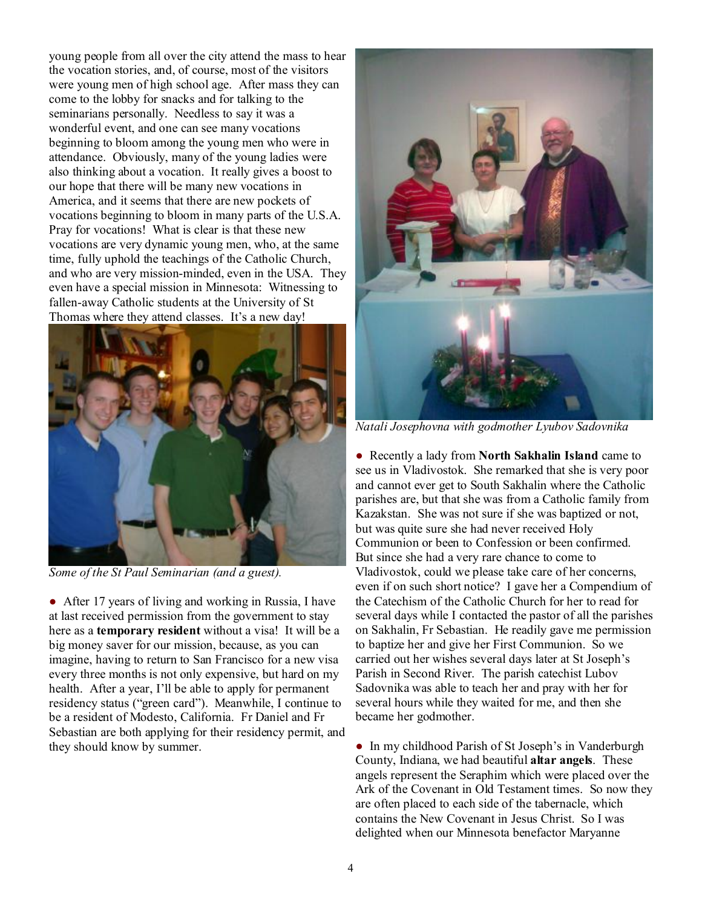young people from all over the city attend the mass to hear the vocation stories, and, of course, most of the visitors were young men of high school age. After mass they can come to the lobby for snacks and for talking to the seminarians personally. Needless to say it was a wonderful event, and one can see many vocations beginning to bloom among the young men who were in attendance. Obviously, many of the young ladies were also thinking about a vocation. It really gives a boost to our hope that there will be many new vocations in America, and it seems that there are new pockets of vocations beginning to bloom in many parts of the U.S.A. Pray for vocations! What is clear is that these new vocations are very dynamic young men, who, at the same time, fully uphold the teachings of the Catholic Church, and who are very mission-minded, even in the USA. They even have a special mission in Minnesota: Witnessing to fallen-away Catholic students at the University of St Thomas where they attend classes. It's a new day!

*Some of the St Paul Seminarian (and a guest).*

● After 17 years of living and working in Russia, I have at last received permission from the government to stay here as a **temporary resident** without a visa! It will be a big money saver for our mission, because, as you can imagine, having to return to San Francisco for a new visa every three months is not only expensive, but hard on my health. After a year, I'll be able to apply for permanent residency status ("green card"). Meanwhile, I continue to be a resident of Modesto, California. Fr Daniel and Fr Sebastian are both applying for their residency permit, and they should know by summer.

*Natali Josephovna with godmother Lyubov Sadovnika*

● Recently a lady from **North Sakhalin Island** came to see us in Vladivostok. She remarked that she is very poor and cannot ever get to South Sakhalin where the Catholic parishes are, but that she was from a Catholic family from Kazakstan. She was not sure if she was baptized or not, but was quite sure she had never received Holy Communion or been to Confession or been confirmed. But since she had a very rare chance to come to Vladivostok, could we please take care of her concerns, even if on such short notice? I gave her a Compendium of the Catechism of the Catholic Church for her to read for several days while I contacted the pastor of all the parishes on Sakhalin, Fr Sebastian. He readily gave me permission to baptize her and give her First Communion. So we carried out her wishes several days later at St Joseph's Parish in Second River. The parish catechist Lubov Sadovnika was able to teach her and pray with her for several hours while they waited for me, and then she became her godmother.

● In my childhood Parish of St Joseph's in Vanderburgh County, Indiana, we had beautiful **altar angels**. These angels represent the Seraphim which were placed over the Ark of the Covenant in Old Testament times. So now they are often placed to each side of the tabernacle, which contains the New Covenant in Jesus Christ. So I was delighted when our Minnesota benefactor Maryanne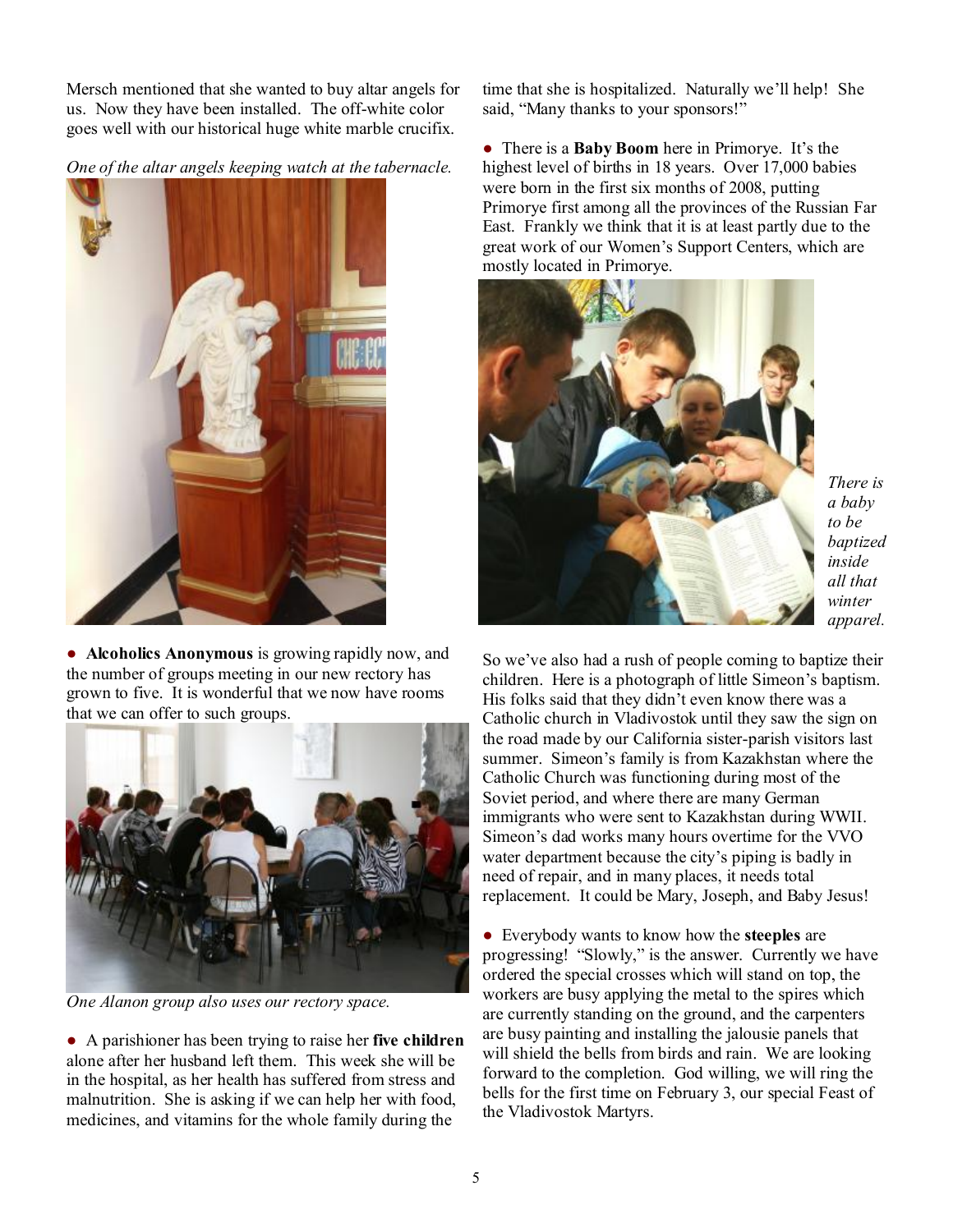Mersch mentioned that she wanted to buy altar angels for us. Now they have been installed. The off-white color goes well with our historical huge white marble crucifix.

*One of the altar angels keeping watch at the tabernacle.*

● **Alcoholics Anonymous** is growing rapidly now, and the number of groups meeting in our new rectory has grown to five. It is wonderful that we now have rooms that we can offer to such groups.

*One Alanon group also uses our rectory space.*

● A parishioner has been trying to raise her **five children** alone after her husband left them. This week she will be in the hospital, as her health has suffered from stress and malnutrition. She is asking if we can help her with food, medicines, and vitamins for the whole family during the time that she is hospitalized. Naturally we'll help! She said, "Many thanks to your sponsors!"

● There is a **Baby Boom** here in Primorye. It's the highest level of births in 18 years. Over 17,000 babies were born in the first six months of 2008, putting Primorye first among all the provinces of the Russian Far East. Frankly we think that it is at least partly due to the great work of our Women's Support Centers, which are mostly located in Primorye.

*There is a baby to be baptized inside all that winter apparel.*

So we've also had a rush of people coming to baptize their children. Here is a photograph of little Simeon's baptism. His folks said that they didn't even know there was a Catholic church in Vladivostok until they saw the sign on the road made by our California sister-parish visitors last summer. Simeon's family is from Kazakhstan where the Catholic Church was functioning during most of the Soviet period, and where there are many German immigrants who were sent to Kazakhstan during WWII. Simeon's dad works many hours overtime for the VVO water department because the city's piping is badly in need of repair, and in many places, it needs total replacement. It could be Mary, Joseph, and Baby Jesus!

● Everybody wants to know how the **steeples** are progressing! "Slowly," is the answer. Currently we have ordered the special crosses which will stand on top, the workers are busy applying the metal to the spires which are currently standing on the ground, and the carpenters are busy painting and installing the jalousie panels that will shield the bells from birds and rain. We are looking forward to the completion. God willing, we will ring the bells for the first time on February 3, our special Feast of the Vladivostok Martyrs.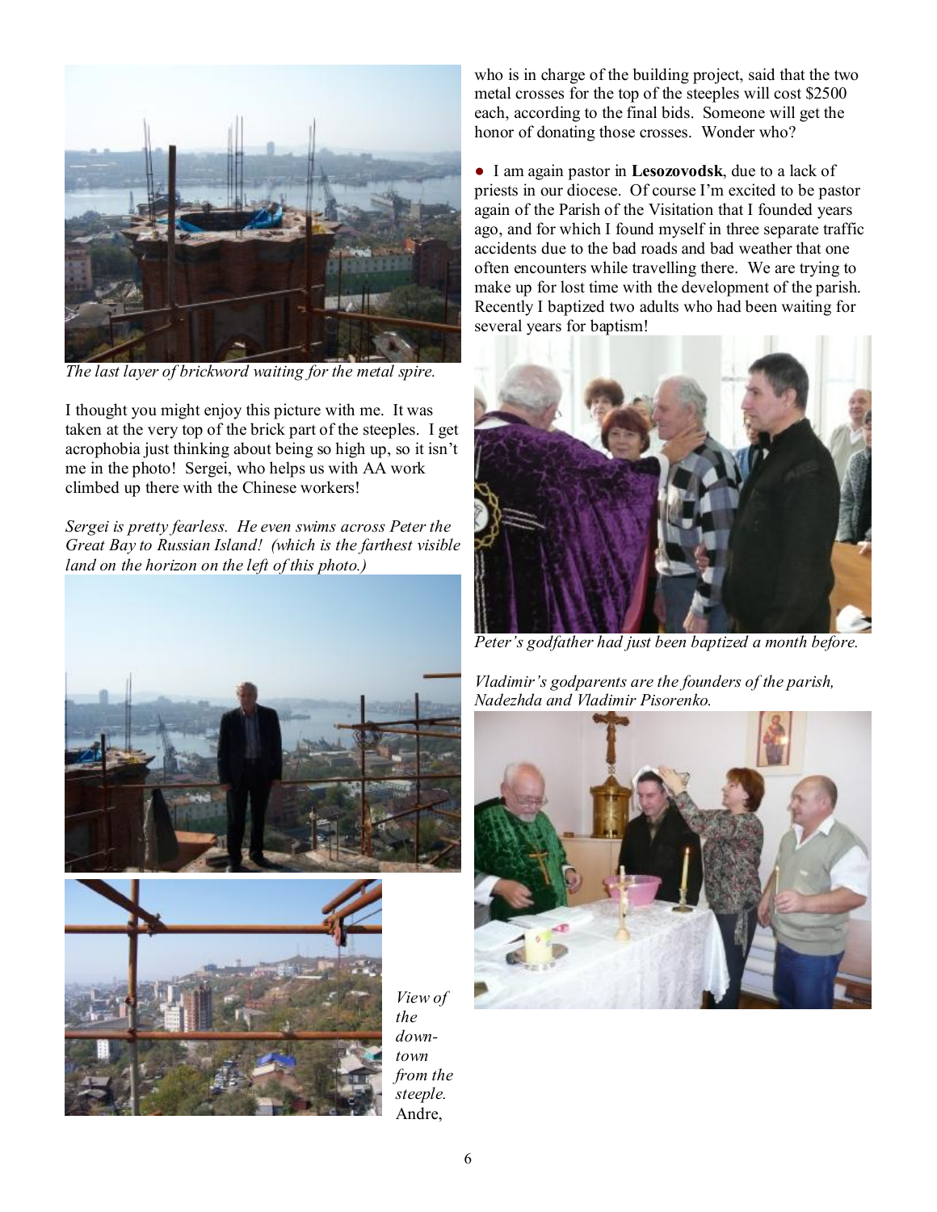*The last layer of brickword waiting for the metal spire.*

I thought you might enjoy this picture with me. It was taken at the very top of the brick part of the steeples. I get acrophobia just thinking about being so high up, so it isn't me in the photo! Sergei, who helps us with AA work climbed up there with the Chinese workers!

*Sergei is pretty fearless. He even swims across Peter the Great Bay to Russian Island! (which is the farthest visible land on the horizon on the left of this photo.)*

*View of the down-town from the steeple.*

Andre, who is in charge of the building project, said that the two metal crosses for the top of the steeples will cost $2500 each, according to the final bids. Someone will get the honor of donating those crosses. Wonder who?

● I am again pastor in **Lesozovodsk**, due to a lack of priests in our diocese. Of course I'm excited to be pastor again of the Parish of the Visitation that I founded years ago, and for which I found myself in three separate traffic accidents due to the bad roads and bad weather that one often encounters while travelling there. We are trying to make up for lost time with the development of the parish. Recently I baptized two adults who had been waiting for several years for baptism!

*Peter's godfather had just been baptized a month before.*

*Vladimir's godparents are the founders of the parish, Nadezhda and Vladimir Pisorenko.*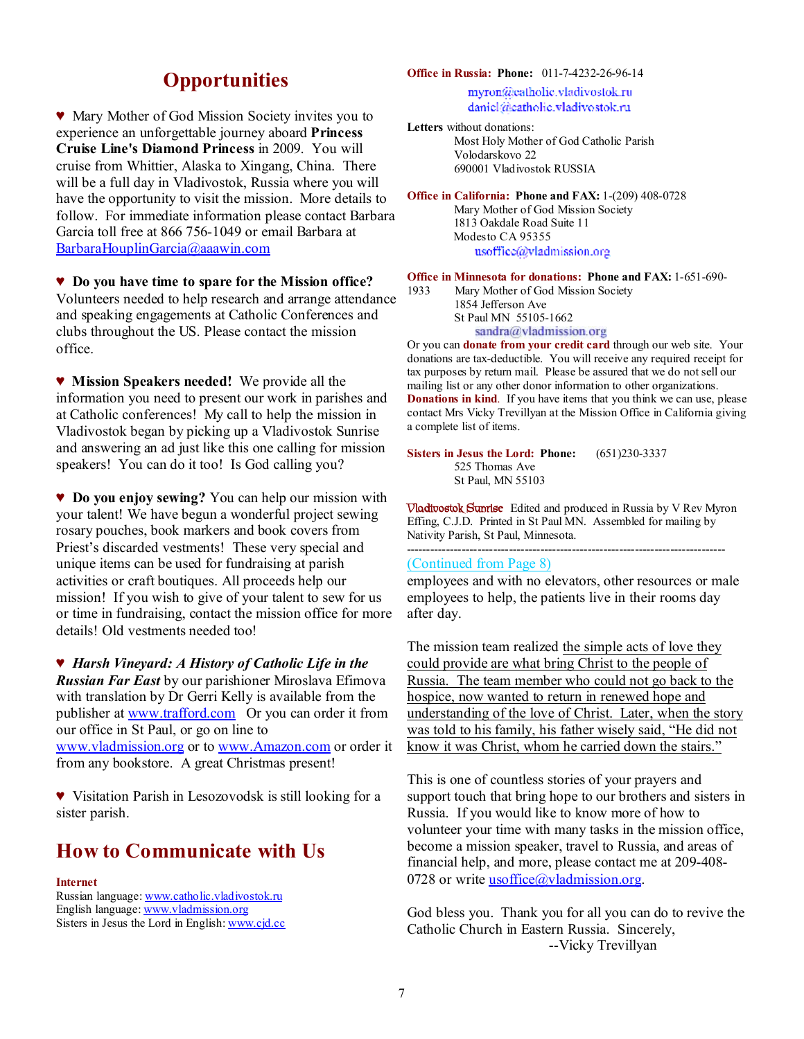# Opportunities

♥ Mary Mother of God Mission Society invites you to experience an unforgettable journey aboard **Princess Cruise Line's Diamond Princess** in 2009. You will cruise from Whittier, Alaska to Xingang, China. There will be a full day in Vladivostok, Russia where you will have the opportunity to visit the mission. More details to follow. For immediate information please contact Barbara Garcia toll free at 866 756-1049 or email Barbara at BarbaraHouplinGarcia@aaawin.com

♥ **Do you have time to spare for the Mission office?** Volunteers needed to help research and arrange attendance and speaking engagements at Catholic Conferences and clubs throughout the US. Please contact the mission office.

♥ **Mission Speakers needed!** We provide all the information you need to present our work in parishes and at Catholic conferences! My call to help the mission in Vladivostok began by picking up a Vladivostok Sunrise and answering an ad just like this one calling for mission speakers! You can do it too! Is God calling you?

♥ **Do you enjoy sewing?** You can help our mission with your talent! We have begun a wonderful project sewing rosary pouches, book markers and book covers from Priest's discarded vestments! These very special and unique items can be used for fundraising at parish activities or craft boutiques. All proceeds help our mission! If you wish to give of your talent to sew for us or time in fundraising, contact the mission office for more details! Old vestments needed too!

♥ ***Harsh Vineyard: A History of Catholic Life in the Russian Far East*** by our parishioner Miroslava Efimova with translation by Dr Gerri Kelly is available from the publisher at www.trafford.com Or you can order it from our office in St Paul, or go on line to www.vladmission.org or to www.Amazon.com or order it from any bookstore. A great Christmas present!

♥ Visitation Parish in Lesozovodsk is still looking for a sister parish.

# How to Communicate with Us

**Internet**

Russian language: www.catholic.vladivostok.ru
English language: www.vladmission.org
Sisters in Jesus the Lord in English: www.cjd.cc

**Office in Russia: Phone:** 011-7-4232-26-96-14
myron@catholic.vladivostok.ru
daniel@catholic.vladivostok.ru

**Letters** without donations:
Most Holy Mother of God Catholic Parish
Volodarskovo 22
690001 Vladivostok RUSSIA

**Office in California: Phone and FAX:** 1-(209) 408-0728
Mary Mother of God Mission Society
1813 Oakdale Road Suite 11
Modesto CA 95355
usoffice@vladmission.org

**Office in Minnesota for donations: Phone and FAX:** 1-651-690-1933
Mary Mother of God Mission Society
1854 Jefferson Ave
St Paul MN 55105-1662
sandra@vladmission.org

Or you can **donate from your credit card** through our web site. Your donations are tax-deductible. You will receive any required receipt for tax purposes by return mail. Please be assured that we do not sell our mailing list or any other donor information to other organizations. **Donations in kind**. If you have items that you think we can use, please contact Mrs Vicky Trevillyan at the Mission Office in California giving a complete list of items.

**Sisters in Jesus the Lord: Phone:** (651)230-3337
525 Thomas Ave
St Paul, MN 55103

Vladivostok Sunrise Edited and produced in Russia by V Rev Myron Effing, C.J.D. Printed in St Paul MN. Assembled for mailing by Nativity Parish, St Paul, Minnesota.

---

(Continued from Page 8)

employees and with no elevators, other resources or male employees to help, the patients live in their rooms day after day.

The mission team realized the simple acts of love they could provide are what bring Christ to the people of Russia. The team member who could not go back to the hospice, now wanted to return in renewed hope and understanding of the love of Christ. Later, when the story was told to his family, his father wisely said, "He did not know it was Christ, whom he carried down the stairs."

This is one of countless stories of your prayers and support touch that bring hope to our brothers and sisters in Russia. If you would like to know more of how to volunteer your time with many tasks in the mission office, become a mission speaker, travel to Russia, and areas of financial help, and more, please contact me at 209-408-0728 or write usoffice@vladmission.org.

God bless you. Thank you for all you can do to revive the Catholic Church in Eastern Russia. Sincerely,

--Vicky Trevillyan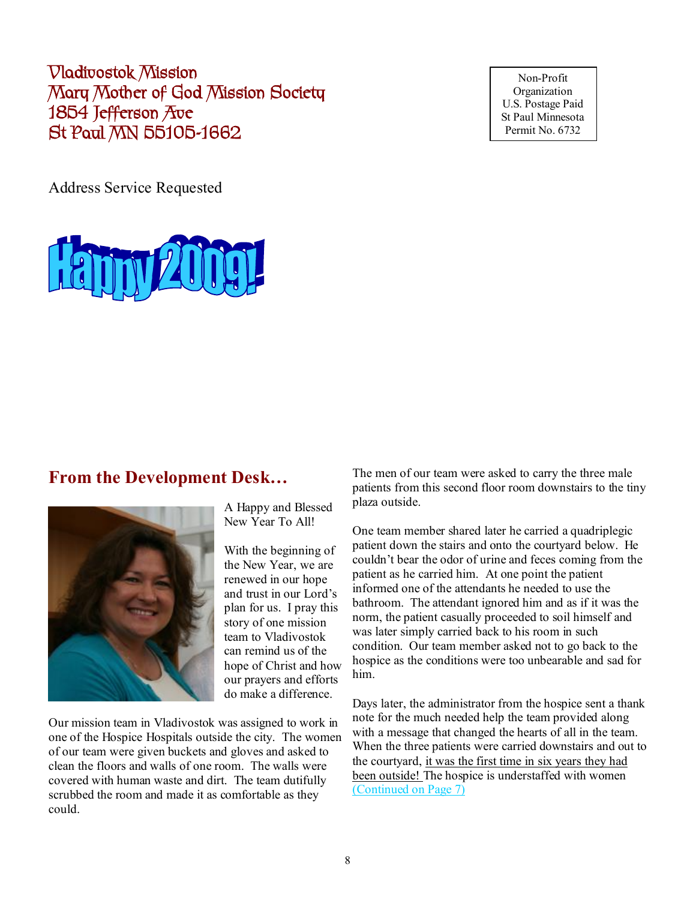Vladivostok Mission
Mary Mother of God Mission Society
1854 Jefferson Ave
St Paul MN 55105-1662

Non-Profit Organization
U.S. Postage Paid
St Paul Minnesota
Permit No. 6732

Address Service Requested

Happy 2009!

## From the Development Desk…

A Happy and Blessed New Year To All!

With the beginning of the New Year, we are renewed in our hope and trust in our Lord's plan for us. I pray this story of one mission team to Vladivostok can remind us of the hope of Christ and how our prayers and efforts do make a difference.

Our mission team in Vladivostok was assigned to work in one of the Hospice Hospitals outside the city. The women of our team were given buckets and gloves and asked to clean the floors and walls of one room. The walls were covered with human waste and dirt. The team dutifully scrubbed the room and made it as comfortable as they could.

The men of our team were asked to carry the three male patients from this second floor room downstairs to the tiny plaza outside.

One team member shared later he carried a quadriplegic patient down the stairs and onto the courtyard below. He couldn't bear the odor of urine and feces coming from the patient as he carried him. At one point the patient informed one of the attendants he needed to use the bathroom. The attendant ignored him and as if it was the norm, the patient casually proceeded to soil himself and was later simply carried back to his room in such condition. Our team member asked not to go back to the hospice as the conditions were too unbearable and sad for him.

Days later, the administrator from the hospice sent a thank note for the much needed help the team provided along with a message that changed the hearts of all in the team. When the three patients were carried downstairs and out to the courtyard, it was the first time in six years they had been outside! The hospice is understaffed with women (Continued on Page 7)